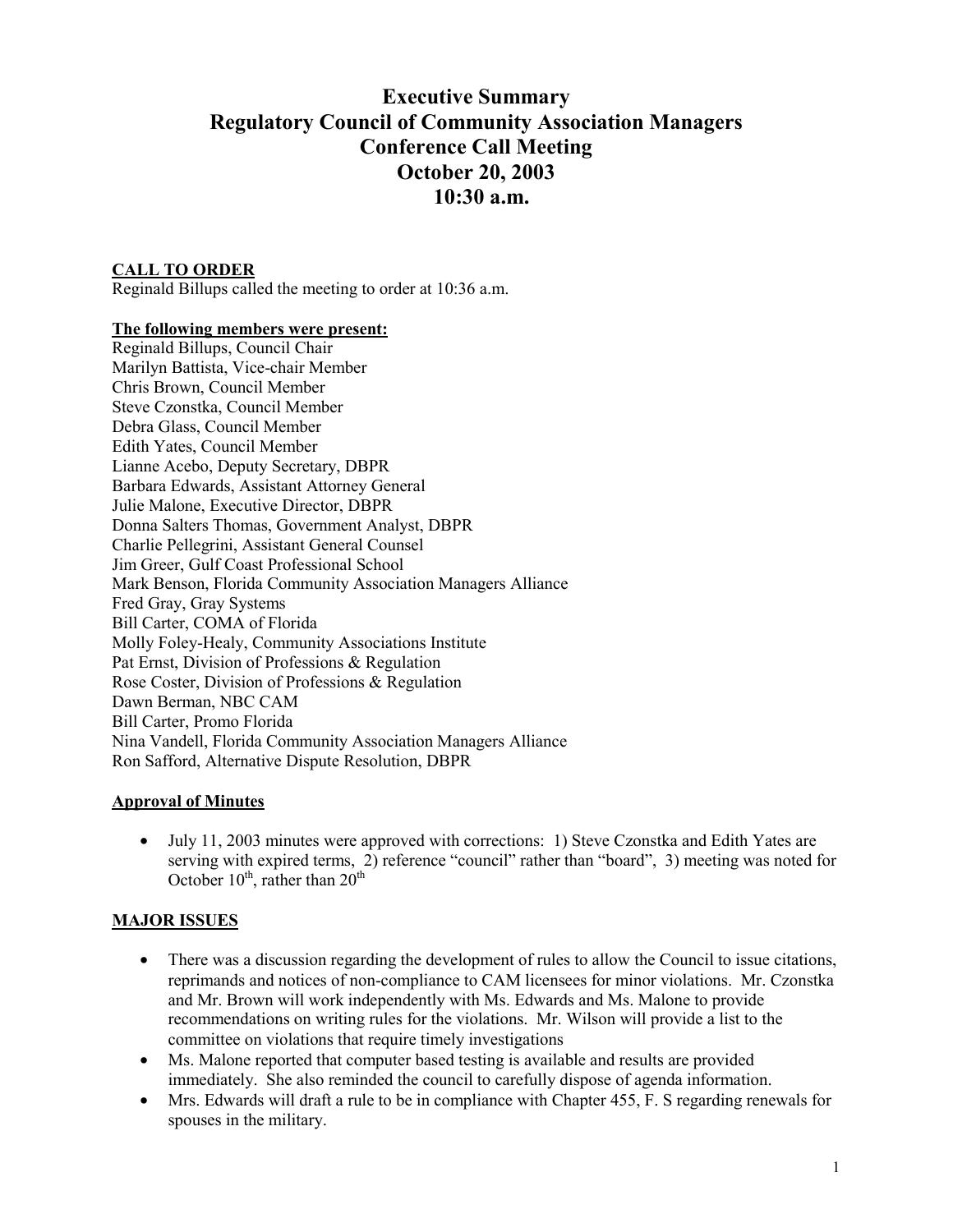# Executive Summary
# Regulatory Council of Community Association Managers
# Conference Call Meeting
# October 20, 2003
# 10:30 a.m.

**CALL TO ORDER**

Reginald Billups called the meeting to order at 10:36 a.m.

**The following members were present:**

Reginald Billups, Council Chair
Marilyn Battista, Vice-chair Member
Chris Brown, Council Member
Steve Czonstka, Council Member
Debra Glass, Council Member
Edith Yates, Council Member
Lianne Acebo, Deputy Secretary, DBPR
Barbara Edwards, Assistant Attorney General
Julie Malone, Executive Director, DBPR
Donna Salters Thomas, Government Analyst, DBPR
Charlie Pellegrini, Assistant General Counsel
Jim Greer, Gulf Coast Professional School
Mark Benson, Florida Community Association Managers Alliance
Fred Gray, Gray Systems
Bill Carter, COMA of Florida
Molly Foley-Healy, Community Associations Institute
Pat Ernst, Division of Professions & Regulation
Rose Coster, Division of Professions & Regulation
Dawn Berman, NBC CAM
Bill Carter, Promo Florida
Nina Vandell, Florida Community Association Managers Alliance
Ron Safford, Alternative Dispute Resolution, DBPR

**Approval of Minutes**

- July 11, 2003 minutes were approved with corrections: 1) Steve Czonstka and Edith Yates are serving with expired terms, 2) reference "council" rather than "board", 3) meeting was noted for October 10th, rather than 20th

**MAJOR ISSUES**

- There was a discussion regarding the development of rules to allow the Council to issue citations, reprimands and notices of non-compliance to CAM licensees for minor violations. Mr. Czonstka and Mr. Brown will work independently with Ms. Edwards and Ms. Malone to provide recommendations on writing rules for the violations. Mr. Wilson will provide a list to the committee on violations that require timely investigations
- Ms. Malone reported that computer based testing is available and results are provided immediately. She also reminded the council to carefully dispose of agenda information.
- Mrs. Edwards will draft a rule to be in compliance with Chapter 455, F. S regarding renewals for spouses in the military.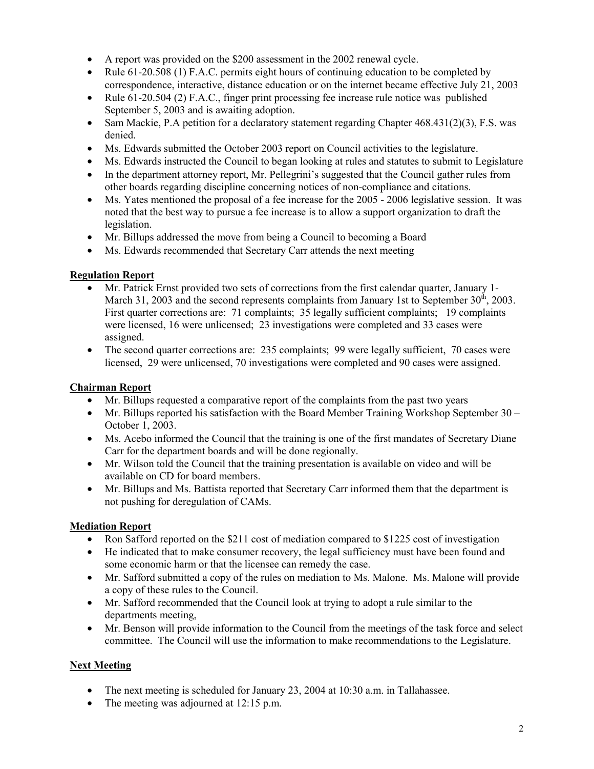- A report was provided on the $200 assessment in the 2002 renewal cycle.
- Rule 61-20.508 (1) F.A.C. permits eight hours of continuing education to be completed by correspondence, interactive, distance education or on the internet became effective July 21, 2003
- Rule 61-20.504 (2) F.A.C., finger print processing fee increase rule notice was published September 5, 2003 and is awaiting adoption.
- Sam Mackie, P.A petition for a declaratory statement regarding Chapter 468.431(2)(3), F.S. was denied.
- Ms. Edwards submitted the October 2003 report on Council activities to the legislature.
- Ms. Edwards instructed the Council to began looking at rules and statutes to submit to Legislature
- In the department attorney report, Mr. Pellegrini's suggested that the Council gather rules from other boards regarding discipline concerning notices of non-compliance and citations.
- Ms. Yates mentioned the proposal of a fee increase for the 2005 - 2006 legislative session. It was noted that the best way to pursue a fee increase is to allow a support organization to draft the legislation.
- Mr. Billups addressed the move from being a Council to becoming a Board
- Ms. Edwards recommended that Secretary Carr attends the next meeting

**Regulation Report**

- Mr. Patrick Ernst provided two sets of corrections from the first calendar quarter, January 1-March 31, 2003 and the second represents complaints from January 1st to September 30th, 2003. First quarter corrections are: 71 complaints; 35 legally sufficient complaints; 19 complaints were licensed, 16 were unlicensed; 23 investigations were completed and 33 cases were assigned.
- The second quarter corrections are: 235 complaints; 99 were legally sufficient, 70 cases were licensed, 29 were unlicensed, 70 investigations were completed and 90 cases were assigned.

**Chairman Report**

- Mr. Billups requested a comparative report of the complaints from the past two years
- Mr. Billups reported his satisfaction with the Board Member Training Workshop September 30 – October 1, 2003.
- Ms. Acebo informed the Council that the training is one of the first mandates of Secretary Diane Carr for the department boards and will be done regionally.
- Mr. Wilson told the Council that the training presentation is available on video and will be available on CD for board members.
- Mr. Billups and Ms. Battista reported that Secretary Carr informed them that the department is not pushing for deregulation of CAMs.

**Mediation Report**

- Ron Safford reported on the $211 cost of mediation compared to $1225 cost of investigation
- He indicated that to make consumer recovery, the legal sufficiency must have been found and some economic harm or that the licensee can remedy the case.
- Mr. Safford submitted a copy of the rules on mediation to Ms. Malone. Ms. Malone will provide a copy of these rules to the Council.
- Mr. Safford recommended that the Council look at trying to adopt a rule similar to the departments meeting,
- Mr. Benson will provide information to the Council from the meetings of the task force and select committee. The Council will use the information to make recommendations to the Legislature.

**Next Meeting**

- The next meeting is scheduled for January 23, 2004 at 10:30 a.m. in Tallahassee.
- The meeting was adjourned at 12:15 p.m.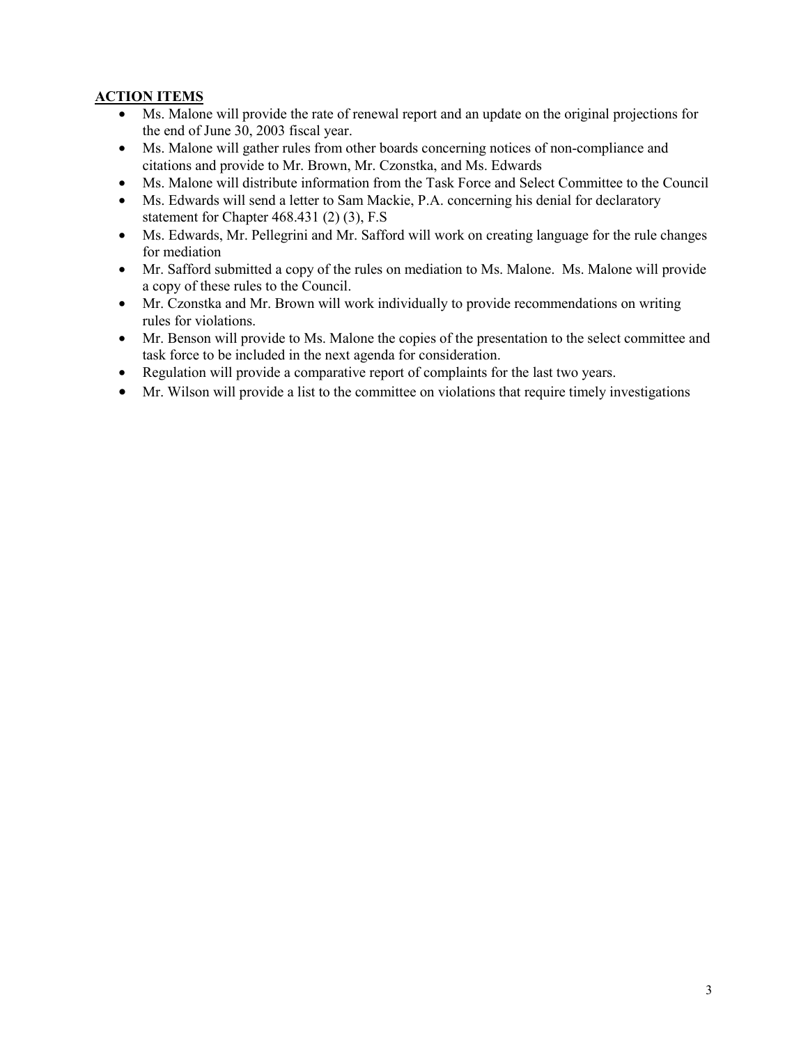**ACTION ITEMS**

- Ms. Malone will provide the rate of renewal report and an update on the original projections for the end of June 30, 2003 fiscal year.
- Ms. Malone will gather rules from other boards concerning notices of non-compliance and citations and provide to Mr. Brown, Mr. Czonstka, and Ms. Edwards
- Ms. Malone will distribute information from the Task Force and Select Committee to the Council
- Ms. Edwards will send a letter to Sam Mackie, P.A. concerning his denial for declaratory statement for Chapter 468.431 (2) (3), F.S
- Ms. Edwards, Mr. Pellegrini and Mr. Safford will work on creating language for the rule changes for mediation
- Mr. Safford submitted a copy of the rules on mediation to Ms. Malone. Ms. Malone will provide a copy of these rules to the Council.
- Mr. Czonstka and Mr. Brown will work individually to provide recommendations on writing rules for violations.
- Mr. Benson will provide to Ms. Malone the copies of the presentation to the select committee and task force to be included in the next agenda for consideration.
- Regulation will provide a comparative report of complaints for the last two years.
- Mr. Wilson will provide a list to the committee on violations that require timely investigations